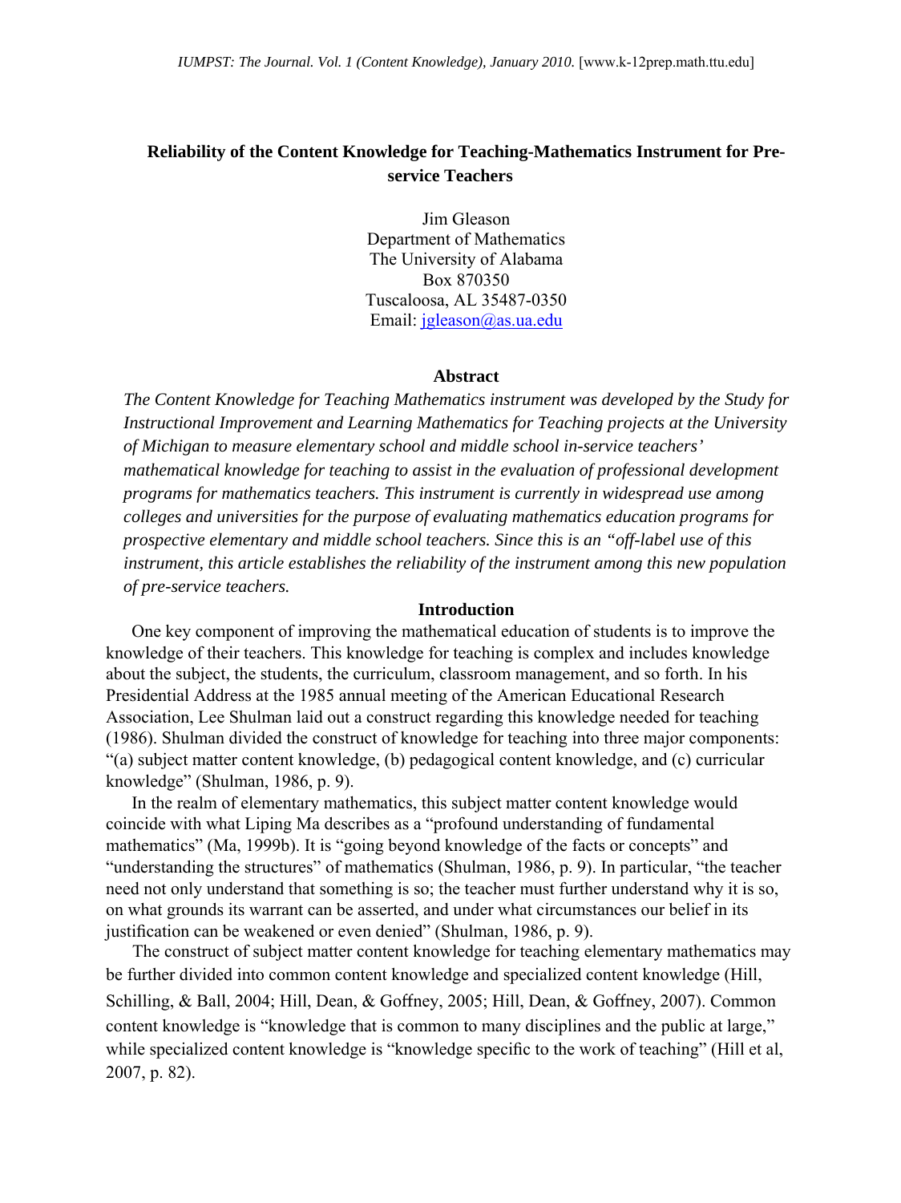# Reliability of the Content Knowledge for Teaching-Mathematics Instrument for Pre-service Teachers

Jim Gleason
Department of Mathematics
The University of Alabama
Box 870350
Tuscaloosa, AL 35487-0350
Email: jgleason@as.ua.edu

## Abstract

*The Content Knowledge for Teaching Mathematics instrument was developed by the Study for Instructional Improvement and Learning Mathematics for Teaching projects at the University of Michigan to measure elementary school and middle school in-service teachers' mathematical knowledge for teaching to assist in the evaluation of professional development programs for mathematics teachers. This instrument is currently in widespread use among colleges and universities for the purpose of evaluating mathematics education programs for prospective elementary and middle school teachers. Since this is an "off-label use of this instrument, this article establishes the reliability of the instrument among this new population of pre-service teachers.*

## Introduction

One key component of improving the mathematical education of students is to improve the knowledge of their teachers. This knowledge for teaching is complex and includes knowledge about the subject, the students, the curriculum, classroom management, and so forth. In his Presidential Address at the 1985 annual meeting of the American Educational Research Association, Lee Shulman laid out a construct regarding this knowledge needed for teaching (1986). Shulman divided the construct of knowledge for teaching into three major components: "(a) subject matter content knowledge, (b) pedagogical content knowledge, and (c) curricular knowledge" (Shulman, 1986, p. 9).

In the realm of elementary mathematics, this subject matter content knowledge would coincide with what Liping Ma describes as a "profound understanding of fundamental mathematics" (Ma, 1999b). It is "going beyond knowledge of the facts or concepts" and "understanding the structures" of mathematics (Shulman, 1986, p. 9). In particular, "the teacher need not only understand that something is so; the teacher must further understand why it is so, on what grounds its warrant can be asserted, and under what circumstances our belief in its justification can be weakened or even denied" (Shulman, 1986, p. 9).

The construct of subject matter content knowledge for teaching elementary mathematics may be further divided into common content knowledge and specialized content knowledge (Hill, Schilling, & Ball, 2004; Hill, Dean, & Goffney, 2005; Hill, Dean, & Goffney, 2007). Common content knowledge is "knowledge that is common to many disciplines and the public at large," while specialized content knowledge is "knowledge specific to the work of teaching" (Hill et al, 2007, p. 82).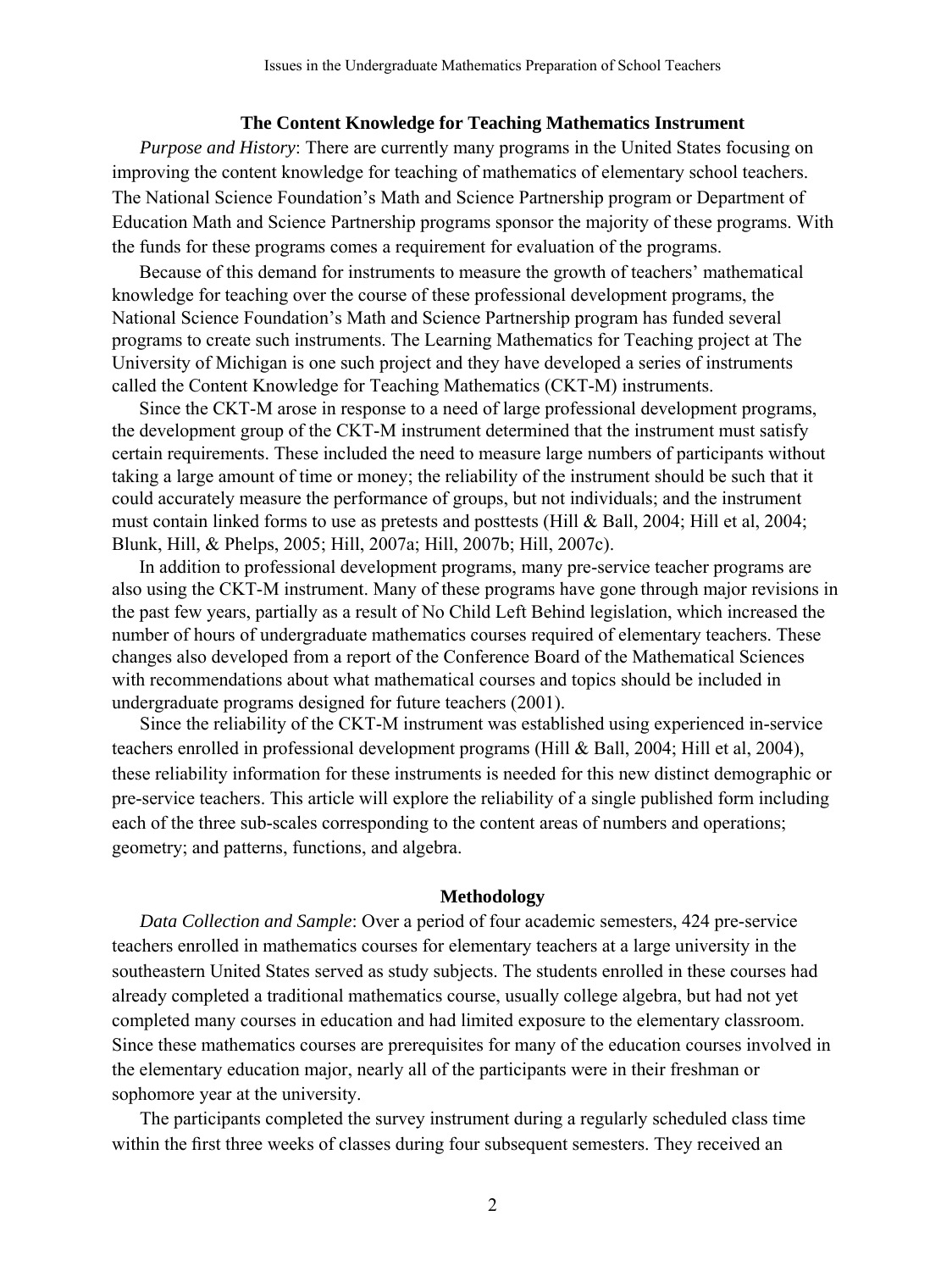### The Content Knowledge for Teaching Mathematics Instrument

*Purpose and History*: There are currently many programs in the United States focusing on improving the content knowledge for teaching of mathematics of elementary school teachers. The National Science Foundation's Math and Science Partnership program or Department of Education Math and Science Partnership programs sponsor the majority of these programs. With the funds for these programs comes a requirement for evaluation of the programs.

Because of this demand for instruments to measure the growth of teachers' mathematical knowledge for teaching over the course of these professional development programs, the National Science Foundation's Math and Science Partnership program has funded several programs to create such instruments. The Learning Mathematics for Teaching project at The University of Michigan is one such project and they have developed a series of instruments called the Content Knowledge for Teaching Mathematics (CKT-M) instruments.

Since the CKT-M arose in response to a need of large professional development programs, the development group of the CKT-M instrument determined that the instrument must satisfy certain requirements. These included the need to measure large numbers of participants without taking a large amount of time or money; the reliability of the instrument should be such that it could accurately measure the performance of groups, but not individuals; and the instrument must contain linked forms to use as pretests and posttests (Hill & Ball, 2004; Hill et al, 2004; Blunk, Hill, & Phelps, 2005; Hill, 2007a; Hill, 2007b; Hill, 2007c).

In addition to professional development programs, many pre-service teacher programs are also using the CKT-M instrument. Many of these programs have gone through major revisions in the past few years, partially as a result of No Child Left Behind legislation, which increased the number of hours of undergraduate mathematics courses required of elementary teachers. These changes also developed from a report of the Conference Board of the Mathematical Sciences with recommendations about what mathematical courses and topics should be included in undergraduate programs designed for future teachers (2001).

Since the reliability of the CKT-M instrument was established using experienced in-service teachers enrolled in professional development programs (Hill & Ball, 2004; Hill et al, 2004), these reliability information for these instruments is needed for this new distinct demographic or pre-service teachers. This article will explore the reliability of a single published form including each of the three sub-scales corresponding to the content areas of numbers and operations; geometry; and patterns, functions, and algebra.

### Methodology

*Data Collection and Sample*: Over a period of four academic semesters, 424 pre-service teachers enrolled in mathematics courses for elementary teachers at a large university in the southeastern United States served as study subjects. The students enrolled in these courses had already completed a traditional mathematics course, usually college algebra, but had not yet completed many courses in education and had limited exposure to the elementary classroom. Since these mathematics courses are prerequisites for many of the education courses involved in the elementary education major, nearly all of the participants were in their freshman or sophomore year at the university.

The participants completed the survey instrument during a regularly scheduled class time within the first three weeks of classes during four subsequent semesters. They received an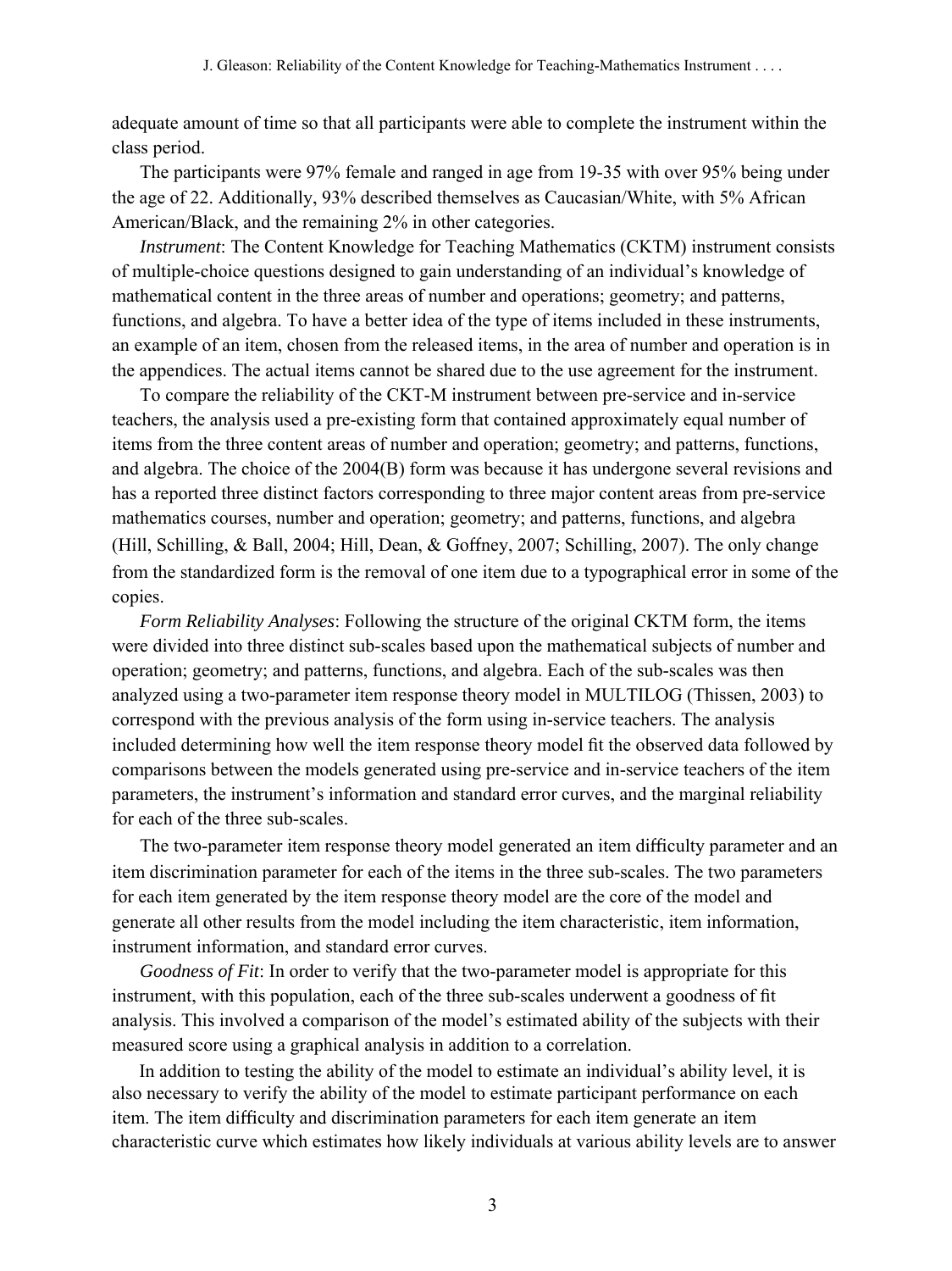adequate amount of time so that all participants were able to complete the instrument within the class period.

The participants were 97% female and ranged in age from 19-35 with over 95% being under the age of 22. Additionally, 93% described themselves as Caucasian/White, with 5% African American/Black, and the remaining 2% in other categories.

*Instrument*: The Content Knowledge for Teaching Mathematics (CKTM) instrument consists of multiple-choice questions designed to gain understanding of an individual's knowledge of mathematical content in the three areas of number and operations; geometry; and patterns, functions, and algebra. To have a better idea of the type of items included in these instruments, an example of an item, chosen from the released items, in the area of number and operation is in the appendices. The actual items cannot be shared due to the use agreement for the instrument.

To compare the reliability of the CKT-M instrument between pre-service and in-service teachers, the analysis used a pre-existing form that contained approximately equal number of items from the three content areas of number and operation; geometry; and patterns, functions, and algebra. The choice of the 2004(B) form was because it has undergone several revisions and has a reported three distinct factors corresponding to three major content areas from pre-service mathematics courses, number and operation; geometry; and patterns, functions, and algebra (Hill, Schilling, & Ball, 2004; Hill, Dean, & Goffney, 2007; Schilling, 2007). The only change from the standardized form is the removal of one item due to a typographical error in some of the copies.

*Form Reliability Analyses*: Following the structure of the original CKTM form, the items were divided into three distinct sub-scales based upon the mathematical subjects of number and operation; geometry; and patterns, functions, and algebra. Each of the sub-scales was then analyzed using a two-parameter item response theory model in MULTILOG (Thissen, 2003) to correspond with the previous analysis of the form using in-service teachers. The analysis included determining how well the item response theory model fit the observed data followed by comparisons between the models generated using pre-service and in-service teachers of the item parameters, the instrument's information and standard error curves, and the marginal reliability for each of the three sub-scales.

The two-parameter item response theory model generated an item difficulty parameter and an item discrimination parameter for each of the items in the three sub-scales. The two parameters for each item generated by the item response theory model are the core of the model and generate all other results from the model including the item characteristic, item information, instrument information, and standard error curves.

*Goodness of Fit*: In order to verify that the two-parameter model is appropriate for this instrument, with this population, each of the three sub-scales underwent a goodness of fit analysis. This involved a comparison of the model's estimated ability of the subjects with their measured score using a graphical analysis in addition to a correlation.

In addition to testing the ability of the model to estimate an individual's ability level, it is also necessary to verify the ability of the model to estimate participant performance on each item. The item difficulty and discrimination parameters for each item generate an item characteristic curve which estimates how likely individuals at various ability levels are to answer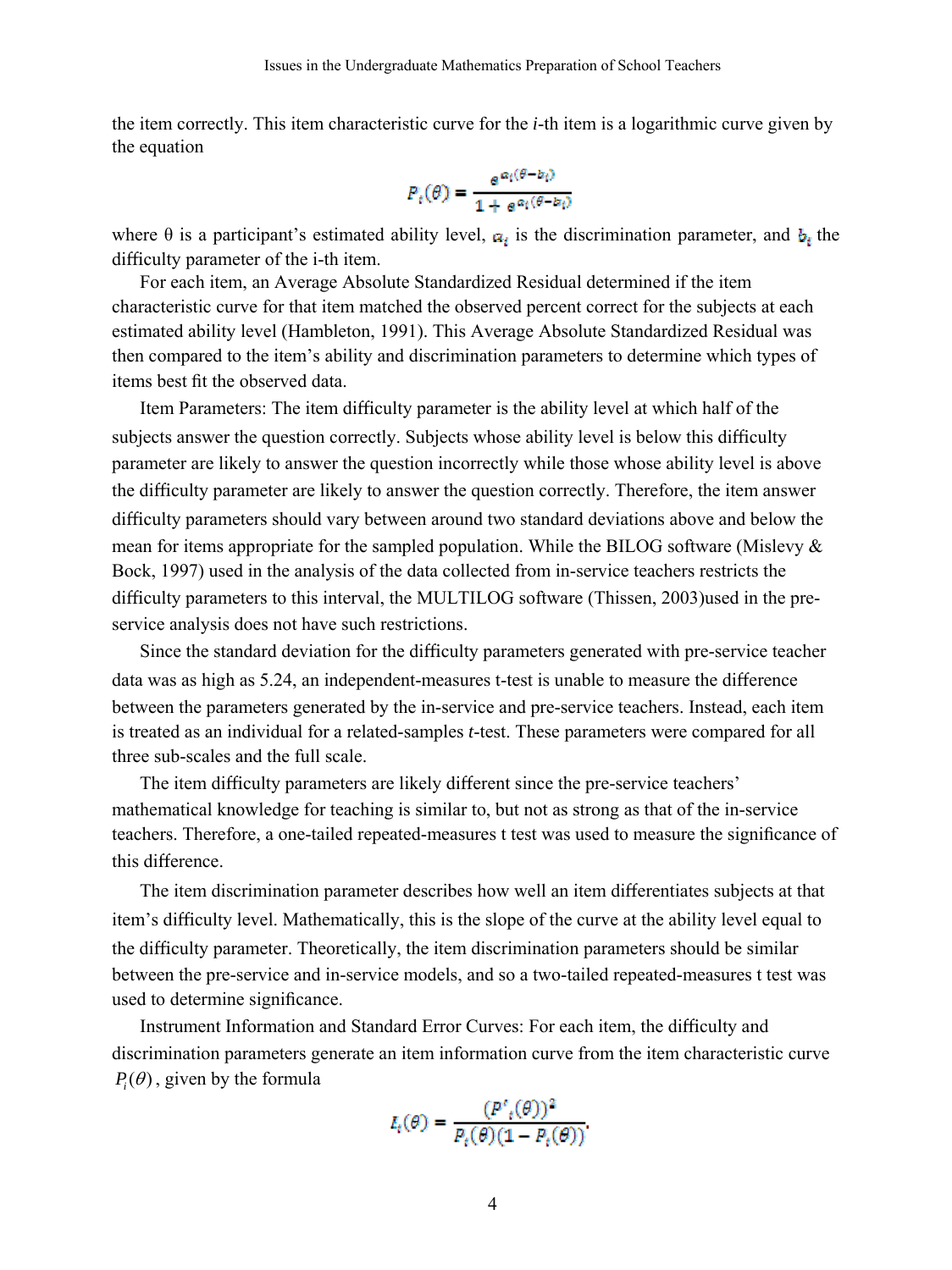the item correctly. This item characteristic curve for the *i*-th item is a logarithmic curve given by the equation

$$P_i(\theta) = \frac{e^{a_i(\theta - b_i)}}{1 + e^{a_i(\theta - b_i)}}$$

where θ is a participant's estimated ability level, $a_i$ is the discrimination parameter, and $b_i$ the difficulty parameter of the i-th item.

For each item, an Average Absolute Standardized Residual determined if the item characteristic curve for that item matched the observed percent correct for the subjects at each estimated ability level (Hambleton, 1991). This Average Absolute Standardized Residual was then compared to the item's ability and discrimination parameters to determine which types of items best fit the observed data.

Item Parameters: The item difficulty parameter is the ability level at which half of the subjects answer the question correctly. Subjects whose ability level is below this difficulty parameter are likely to answer the question incorrectly while those whose ability level is above the difficulty parameter are likely to answer the question correctly. Therefore, the item answer difficulty parameters should vary between around two standard deviations above and below the mean for items appropriate for the sampled population. While the BILOG software (Mislevy & Bock, 1997) used in the analysis of the data collected from in-service teachers restricts the difficulty parameters to this interval, the MULTILOG software (Thissen, 2003)used in the pre-service analysis does not have such restrictions.

Since the standard deviation for the difficulty parameters generated with pre-service teacher data was as high as 5.24, an independent-measures t-test is unable to measure the difference between the parameters generated by the in-service and pre-service teachers. Instead, each item is treated as an individual for a related-samples *t*-test. These parameters were compared for all three sub-scales and the full scale.

The item difficulty parameters are likely different since the pre-service teachers' mathematical knowledge for teaching is similar to, but not as strong as that of the in-service teachers. Therefore, a one-tailed repeated-measures t test was used to measure the significance of this difference.

The item discrimination parameter describes how well an item differentiates subjects at that item's difficulty level. Mathematically, this is the slope of the curve at the ability level equal to the difficulty parameter. Theoretically, the item discrimination parameters should be similar between the pre-service and in-service models, and so a two-tailed repeated-measures t test was used to determine significance.

Instrument Information and Standard Error Curves: For each item, the difficulty and discrimination parameters generate an item information curve from the item characteristic curve $P_i(\theta)$, given by the formula

$$I_i(\theta) = \frac{(P'_i(\theta))^2}{P_i(\theta)(1 - P_i(\theta))}.$$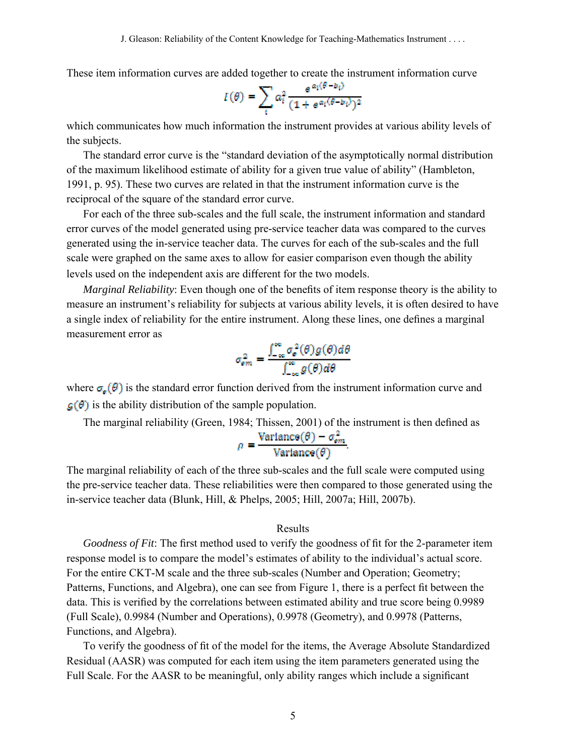These item information curves are added together to create the instrument information curve

$$I(\theta) = \sum_i a_i^2 \frac{e^{a_i(\theta - b_i)}}{(1 + e^{a_i(\theta - b_i)})^2}$$

which communicates how much information the instrument provides at various ability levels of the subjects.

The standard error curve is the "standard deviation of the asymptotically normal distribution of the maximum likelihood estimate of ability for a given true value of ability" (Hambleton, 1991, p. 95). These two curves are related in that the instrument information curve is the reciprocal of the square of the standard error curve.

For each of the three sub-scales and the full scale, the instrument information and standard error curves of the model generated using pre-service teacher data was compared to the curves generated using the in-service teacher data. The curves for each of the sub-scales and the full scale were graphed on the same axes to allow for easier comparison even though the ability levels used on the independent axis are different for the two models.

*Marginal Reliability*: Even though one of the benefits of item response theory is the ability to measure an instrument's reliability for subjects at various ability levels, it is often desired to have a single index of reliability for the entire instrument. Along these lines, one defines a marginal measurement error as

$$\sigma_{em}^2 = \frac{\int_{-\infty}^{\infty} \sigma_e^2(\theta) g(\theta) d\theta}{\int_{-\infty}^{\infty} g(\theta) d\theta}$$

where $\sigma_e(\theta)$ is the standard error function derived from the instrument information curve and $g(\theta)$ is the ability distribution of the sample population.

The marginal reliability (Green, 1984; Thissen, 2001) of the instrument is then defined as

$$\rho = \frac{\text{Variance}(\theta) - \sigma_{em}^2}{\text{Variance}(\theta)}.$$

The marginal reliability of each of the three sub-scales and the full scale were computed using the pre-service teacher data. These reliabilities were then compared to those generated using the in-service teacher data (Blunk, Hill, & Phelps, 2005; Hill, 2007a; Hill, 2007b).

## Results

*Goodness of Fit*: The first method used to verify the goodness of fit for the 2-parameter item response model is to compare the model's estimates of ability to the individual's actual score. For the entire CKT-M scale and the three sub-scales (Number and Operation; Geometry; Patterns, Functions, and Algebra), one can see from Figure 1, there is a perfect fit between the data. This is verified by the correlations between estimated ability and true score being 0.9989 (Full Scale), 0.9984 (Number and Operations), 0.9978 (Geometry), and 0.9978 (Patterns, Functions, and Algebra).

To verify the goodness of fit of the model for the items, the Average Absolute Standardized Residual (AASR) was computed for each item using the item parameters generated using the Full Scale. For the AASR to be meaningful, only ability ranges which include a significant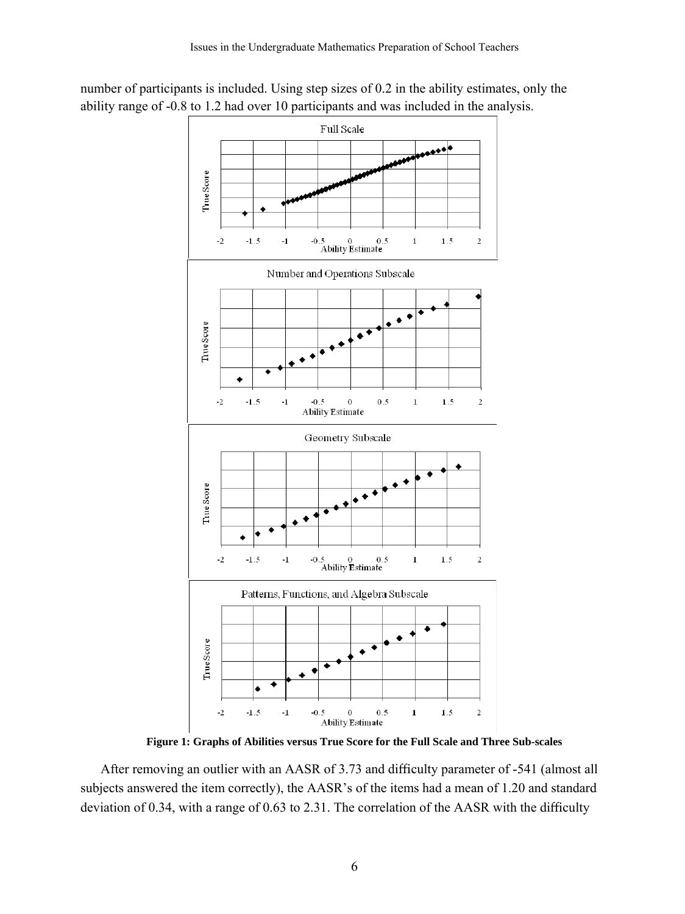number of participants is included. Using step sizes of 0.2 in the ability estimates, only the ability range of -0.8 to 1.2 had over 10 participants and was included in the analysis.

**Figure 1: Graphs of Abilities versus True Score for the Full Scale and Three Sub-scales**

After removing an outlier with an AASR of 3.73 and difficulty parameter of -541 (almost all subjects answered the item correctly), the AASR's of the items had a mean of 1.20 and standard deviation of 0.34, with a range of 0.63 to 2.31. The correlation of the AASR with the difficulty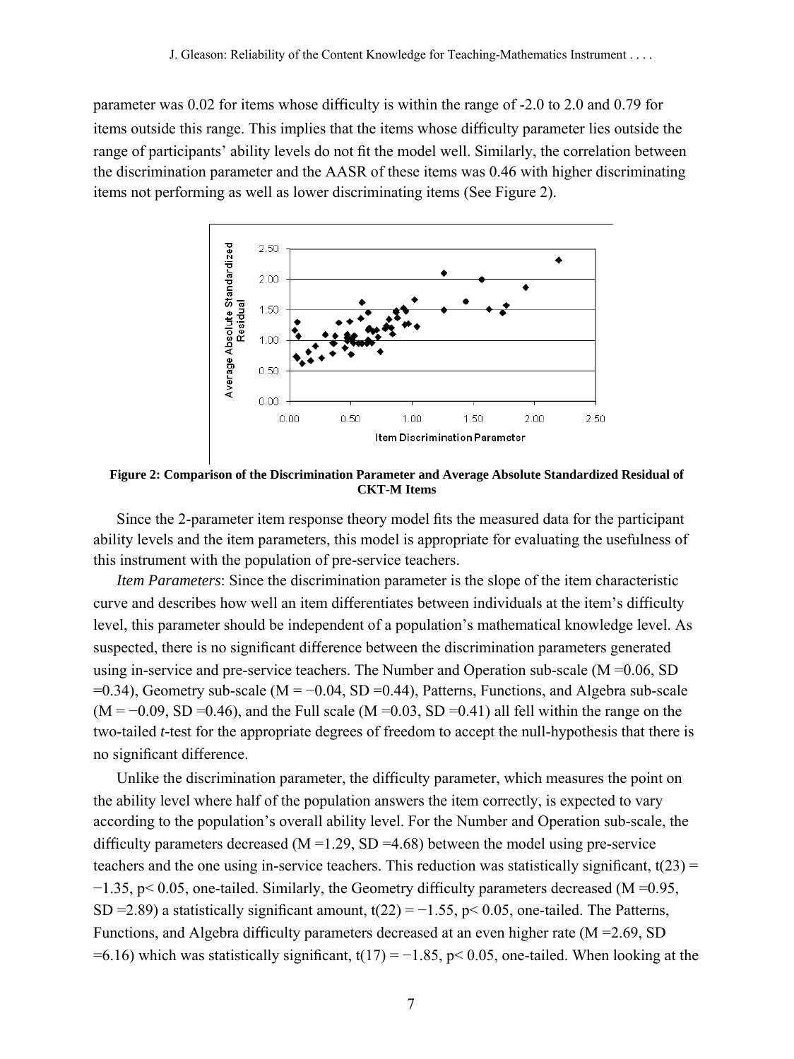parameter was 0.02 for items whose difficulty is within the range of -2.0 to 2.0 and 0.79 for items outside this range. This implies that the items whose difficulty parameter lies outside the range of participants' ability levels do not fit the model well. Similarly, the correlation between the discrimination parameter and the AASR of these items was 0.46 with higher discriminating items not performing as well as lower discriminating items (See Figure 2).

**Figure 2: Comparison of the Discrimination Parameter and Average Absolute Standardized Residual of CKT-M Items**

Since the 2-parameter item response theory model fits the measured data for the participant ability levels and the item parameters, this model is appropriate for evaluating the usefulness of this instrument with the population of pre-service teachers.

*Item Parameters*: Since the discrimination parameter is the slope of the item characteristic curve and describes how well an item differentiates between individuals at the item's difficulty level, this parameter should be independent of a population's mathematical knowledge level. As suspected, there is no significant difference between the discrimination parameters generated using in-service and pre-service teachers. The Number and Operation sub-scale (M =0.06, SD =0.34), Geometry sub-scale (M = −0.04, SD =0.44), Patterns, Functions, and Algebra sub-scale (M = −0.09, SD =0.46), and the Full scale (M =0.03, SD =0.41) all fell within the range on the two-tailed *t*-test for the appropriate degrees of freedom to accept the null-hypothesis that there is no significant difference.

Unlike the discrimination parameter, the difficulty parameter, which measures the point on the ability level where half of the population answers the item correctly, is expected to vary according to the population's overall ability level. For the Number and Operation sub-scale, the difficulty parameters decreased (M =1.29, SD =4.68) between the model using pre-service teachers and the one using in-service teachers. This reduction was statistically significant, $t(23) = -1.35$, $p < 0.05$, one-tailed. Similarly, the Geometry difficulty parameters decreased (M =0.95, SD =2.89) a statistically significant amount, $t(22) = -1.55$, $p < 0.05$, one-tailed. The Patterns, Functions, and Algebra difficulty parameters decreased at an even higher rate (M =2.69, SD =6.16) which was statistically significant, $t(17) = -1.85$, $p < 0.05$, one-tailed. When looking at the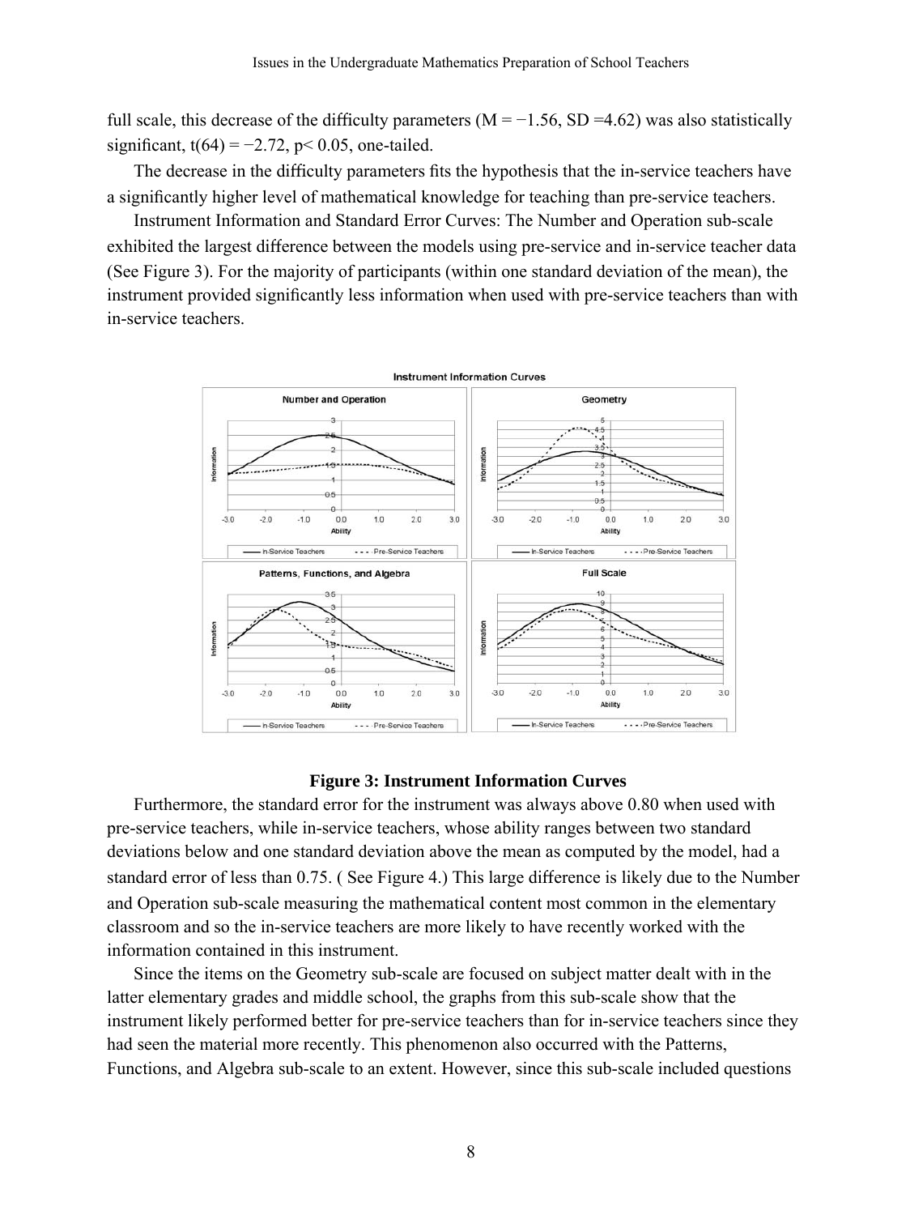full scale, this decrease of the difficulty parameters ($M = -1.56$, $SD = 4.62$) was also statistically significant, $t(64) = -2.72$, $p < 0.05$, one-tailed.

The decrease in the difficulty parameters fits the hypothesis that the in-service teachers have a significantly higher level of mathematical knowledge for teaching than pre-service teachers.

Instrument Information and Standard Error Curves: The Number and Operation sub-scale exhibited the largest difference between the models using pre-service and in-service teacher data (See Figure 3). For the majority of participants (within one standard deviation of the mean), the instrument provided significantly less information when used with pre-service teachers than with in-service teachers.

**Figure 3: Instrument Information Curves**

Furthermore, the standard error for the instrument was always above 0.80 when used with pre-service teachers, while in-service teachers, whose ability ranges between two standard deviations below and one standard deviation above the mean as computed by the model, had a standard error of less than 0.75. ( See Figure 4.) This large difference is likely due to the Number and Operation sub-scale measuring the mathematical content most common in the elementary classroom and so the in-service teachers are more likely to have recently worked with the information contained in this instrument.

Since the items on the Geometry sub-scale are focused on subject matter dealt with in the latter elementary grades and middle school, the graphs from this sub-scale show that the instrument likely performed better for pre-service teachers than for in-service teachers since they had seen the material more recently. This phenomenon also occurred with the Patterns, Functions, and Algebra sub-scale to an extent. However, since this sub-scale included questions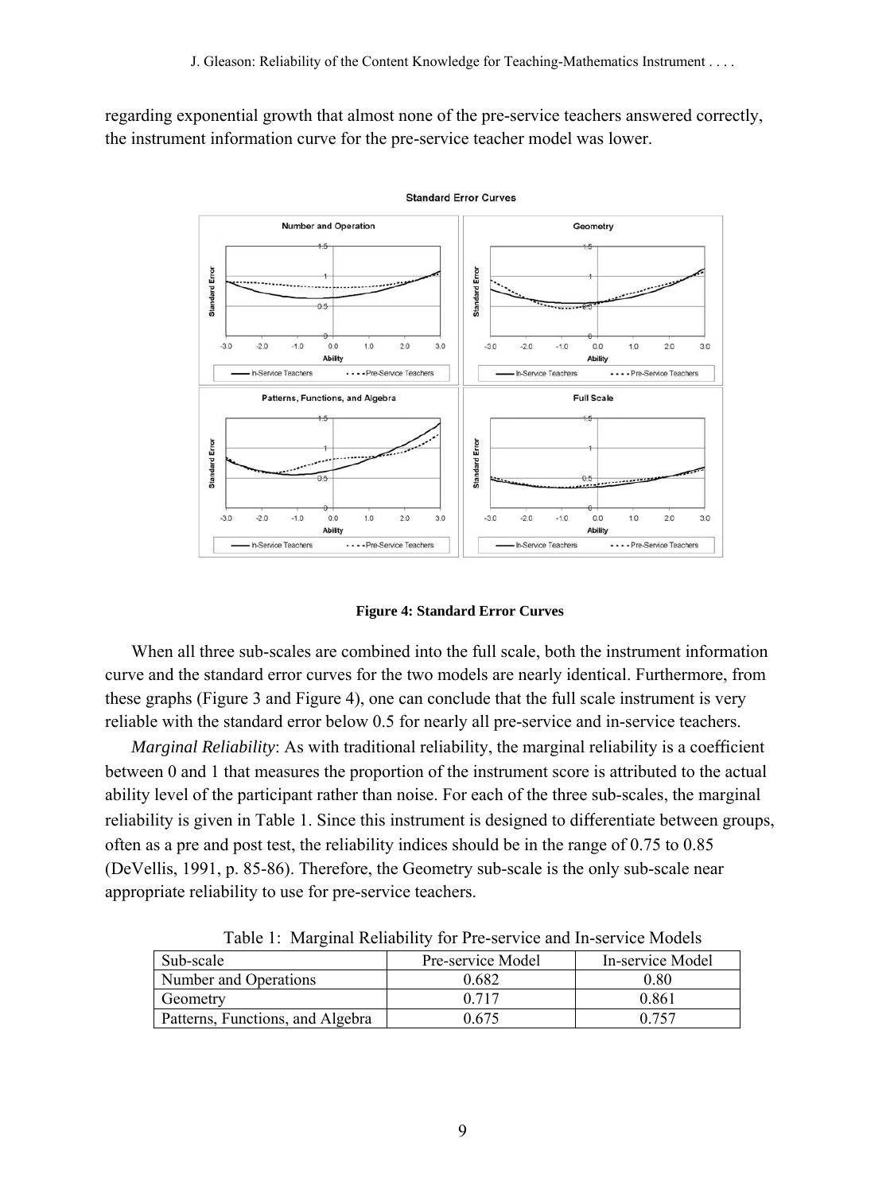regarding exponential growth that almost none of the pre-service teachers answered correctly, the instrument information curve for the pre-service teacher model was lower.

**Figure 4: Standard Error Curves**

When all three sub-scales are combined into the full scale, both the instrument information curve and the standard error curves for the two models are nearly identical. Furthermore, from these graphs (Figure 3 and Figure 4), one can conclude that the full scale instrument is very reliable with the standard error below 0.5 for nearly all pre-service and in-service teachers.

*Marginal Reliability*: As with traditional reliability, the marginal reliability is a coefficient between 0 and 1 that measures the proportion of the instrument score is attributed to the actual ability level of the participant rather than noise. For each of the three sub-scales, the marginal reliability is given in Table 1. Since this instrument is designed to differentiate between groups, often as a pre and post test, the reliability indices should be in the range of 0.75 to 0.85 (DeVellis, 1991, p. 85-86). Therefore, the Geometry sub-scale is the only sub-scale near appropriate reliability to use for pre-service teachers.

Table 1: Marginal Reliability for Pre-service and In-service Models

| Sub-scale | Pre-service Model | In-service Model |
|---|---|---|
| Number and Operations | 0.682 | 0.80 |
| Geometry | 0.717 | 0.861 |
| Patterns, Functions, and Algebra | 0.675 | 0.757 |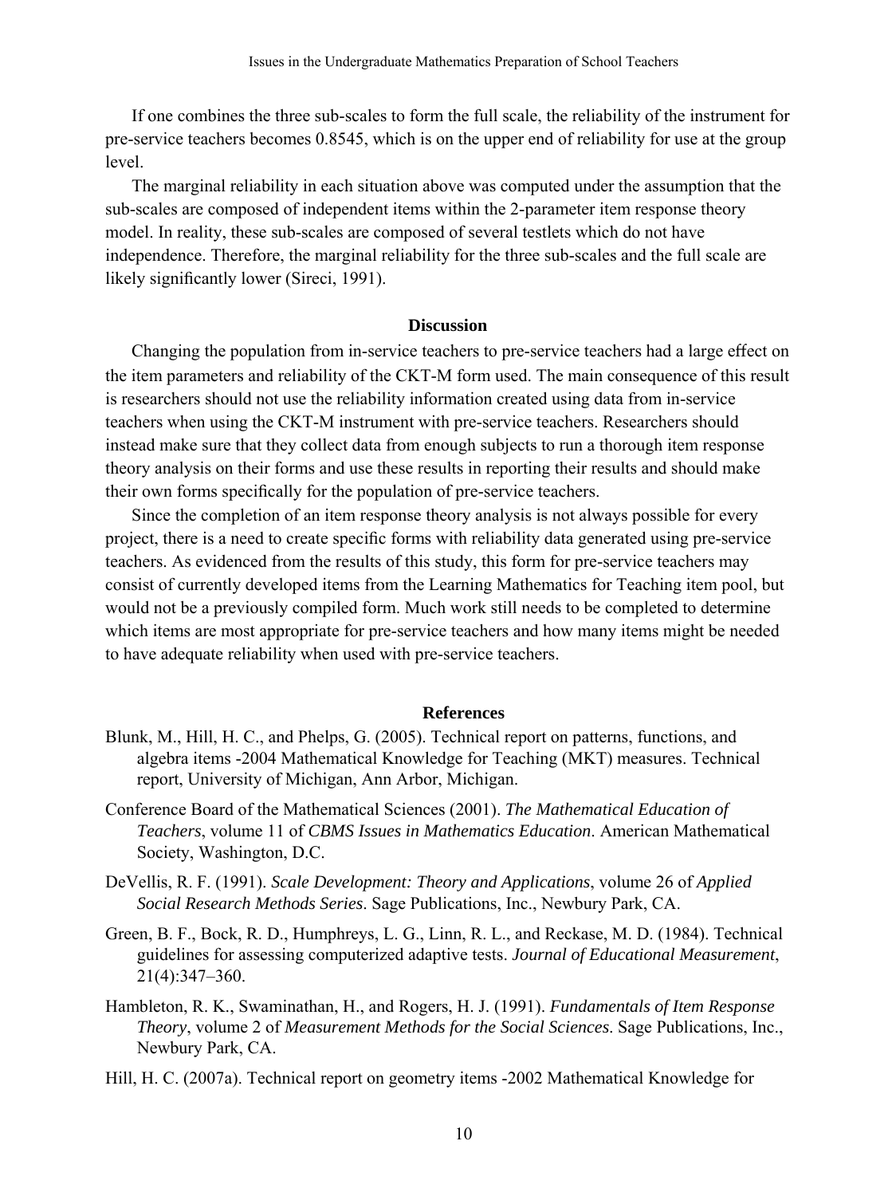If one combines the three sub-scales to form the full scale, the reliability of the instrument for pre-service teachers becomes 0.8545, which is on the upper end of reliability for use at the group level.

The marginal reliability in each situation above was computed under the assumption that the sub-scales are composed of independent items within the 2-parameter item response theory model. In reality, these sub-scales are composed of several testlets which do not have independence. Therefore, the marginal reliability for the three sub-scales and the full scale are likely significantly lower (Sireci, 1991).

## Discussion

Changing the population from in-service teachers to pre-service teachers had a large effect on the item parameters and reliability of the CKT-M form used. The main consequence of this result is researchers should not use the reliability information created using data from in-service teachers when using the CKT-M instrument with pre-service teachers. Researchers should instead make sure that they collect data from enough subjects to run a thorough item response theory analysis on their forms and use these results in reporting their results and should make their own forms specifically for the population of pre-service teachers.

Since the completion of an item response theory analysis is not always possible for every project, there is a need to create specific forms with reliability data generated using pre-service teachers. As evidenced from the results of this study, this form for pre-service teachers may consist of currently developed items from the Learning Mathematics for Teaching item pool, but would not be a previously compiled form. Much work still needs to be completed to determine which items are most appropriate for pre-service teachers and how many items might be needed to have adequate reliability when used with pre-service teachers.

## References

Blunk, M., Hill, H. C., and Phelps, G. (2005). Technical report on patterns, functions, and algebra items -2004 Mathematical Knowledge for Teaching (MKT) measures. Technical report, University of Michigan, Ann Arbor, Michigan.

Conference Board of the Mathematical Sciences (2001). *The Mathematical Education of Teachers*, volume 11 of *CBMS Issues in Mathematics Education*. American Mathematical Society, Washington, D.C.

DeVellis, R. F. (1991). *Scale Development: Theory and Applications*, volume 26 of *Applied Social Research Methods Series*. Sage Publications, Inc., Newbury Park, CA.

Green, B. F., Bock, R. D., Humphreys, L. G., Linn, R. L., and Reckase, M. D. (1984). Technical guidelines for assessing computerized adaptive tests. *Journal of Educational Measurement*, 21(4):347–360.

Hambleton, R. K., Swaminathan, H., and Rogers, H. J. (1991). *Fundamentals of Item Response Theory*, volume 2 of *Measurement Methods for the Social Sciences*. Sage Publications, Inc., Newbury Park, CA.

Hill, H. C. (2007a). Technical report on geometry items -2002 Mathematical Knowledge for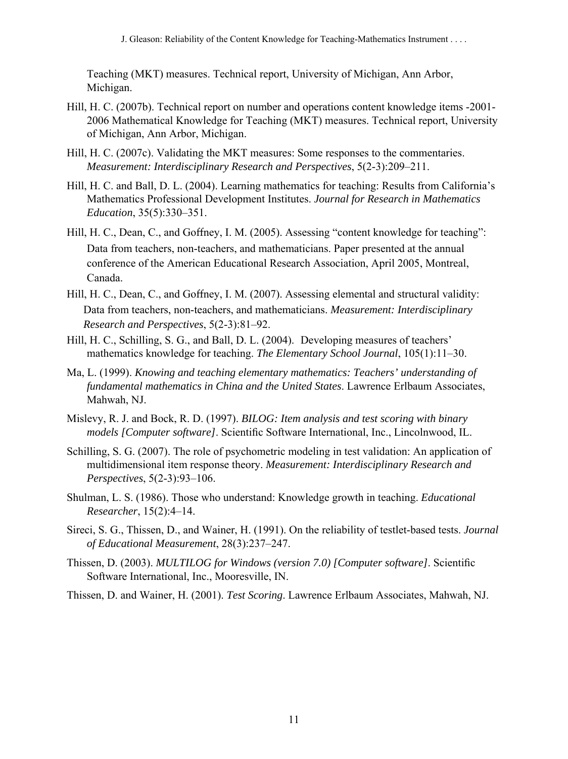Teaching (MKT) measures. Technical report, University of Michigan, Ann Arbor, Michigan.

Hill, H. C. (2007b). Technical report on number and operations content knowledge items -2001-2006 Mathematical Knowledge for Teaching (MKT) measures. Technical report, University of Michigan, Ann Arbor, Michigan.

Hill, H. C. (2007c). Validating the MKT measures: Some responses to the commentaries. *Measurement: Interdisciplinary Research and Perspectives*, 5(2-3):209–211.

Hill, H. C. and Ball, D. L. (2004). Learning mathematics for teaching: Results from California's Mathematics Professional Development Institutes. *Journal for Research in Mathematics Education*, 35(5):330–351.

Hill, H. C., Dean, C., and Goffney, I. M. (2005). Assessing "content knowledge for teaching": Data from teachers, non-teachers, and mathematicians. Paper presented at the annual conference of the American Educational Research Association, April 2005, Montreal, Canada.

Hill, H. C., Dean, C., and Goffney, I. M. (2007). Assessing elemental and structural validity: Data from teachers, non-teachers, and mathematicians. *Measurement: Interdisciplinary Research and Perspectives*, 5(2-3):81–92.

Hill, H. C., Schilling, S. G., and Ball, D. L. (2004). Developing measures of teachers' mathematics knowledge for teaching. *The Elementary School Journal*, 105(1):11–30.

Ma, L. (1999). *Knowing and teaching elementary mathematics: Teachers' understanding of fundamental mathematics in China and the United States*. Lawrence Erlbaum Associates, Mahwah, NJ.

Mislevy, R. J. and Bock, R. D. (1997). *BILOG: Item analysis and test scoring with binary models [Computer software]*. Scientific Software International, Inc., Lincolnwood, IL.

Schilling, S. G. (2007). The role of psychometric modeling in test validation: An application of multidimensional item response theory. *Measurement: Interdisciplinary Research and Perspectives*, 5(2-3):93–106.

Shulman, L. S. (1986). Those who understand: Knowledge growth in teaching. *Educational Researcher*, 15(2):4–14.

Sireci, S. G., Thissen, D., and Wainer, H. (1991). On the reliability of testlet-based tests. *Journal of Educational Measurement*, 28(3):237–247.

Thissen, D. (2003). *MULTILOG for Windows (version 7.0) [Computer software]*. Scientific Software International, Inc., Mooresville, IN.

Thissen, D. and Wainer, H. (2001). *Test Scoring*. Lawrence Erlbaum Associates, Mahwah, NJ.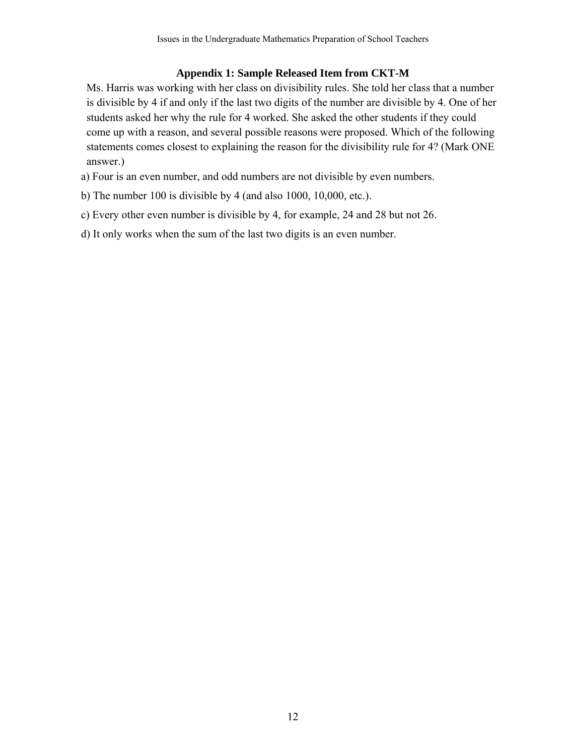## Appendix 1: Sample Released Item from CKT-M

Ms. Harris was working with her class on divisibility rules. She told her class that a number is divisible by 4 if and only if the last two digits of the number are divisible by 4. One of her students asked her why the rule for 4 worked. She asked the other students if they could come up with a reason, and several possible reasons were proposed. Which of the following statements comes closest to explaining the reason for the divisibility rule for 4? (Mark ONE answer.)

a) Four is an even number, and odd numbers are not divisible by even numbers.

b) The number 100 is divisible by 4 (and also 1000, 10,000, etc.).

c) Every other even number is divisible by 4, for example, 24 and 28 but not 26.

d) It only works when the sum of the last two digits is an even number.